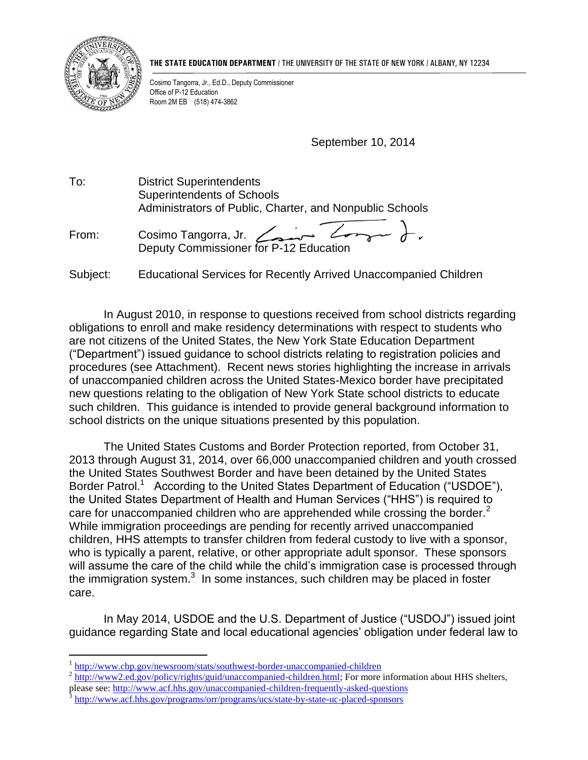**THE STATE EDUCATION DEPARTMENT** / THE UNIVERSITY OF THE STATE OF NEW YORK / ALBANY, NY 12234

Cosimo Tangorra, Jr., Ed.D., Deputy Commissioner
Office of P-12 Education
Room 2M EB (518) 474-3862

September 10, 2014

To: District Superintendents
Superintendents of Schools
Administrators of Public, Charter, and Nonpublic Schools

From: Cosimo Tangorra, Jr.
Deputy Commissioner for P-12 Education

Subject: Educational Services for Recently Arrived Unaccompanied Children

In August 2010, in response to questions received from school districts regarding obligations to enroll and make residency determinations with respect to students who are not citizens of the United States, the New York State Education Department ("Department") issued guidance to school districts relating to registration policies and procedures (see Attachment). Recent news stories highlighting the increase in arrivals of unaccompanied children across the United States-Mexico border have precipitated new questions relating to the obligation of New York State school districts to educate such children. This guidance is intended to provide general background information to school districts on the unique situations presented by this population.

The United States Customs and Border Protection reported, from October 31, 2013 through August 31, 2014, over 66,000 unaccompanied children and youth crossed the United States Southwest Border and have been detained by the United States Border Patrol.[1] According to the United States Department of Education ("USDOE"), the United States Department of Health and Human Services ("HHS") is required to care for unaccompanied children who are apprehended while crossing the border.[2] While immigration proceedings are pending for recently arrived unaccompanied children, HHS attempts to transfer children from federal custody to live with a sponsor, who is typically a parent, relative, or other appropriate adult sponsor. These sponsors will assume the care of the child while the child's immigration case is processed through the immigration system.[3] In some instances, such children may be placed in foster care.

In May 2014, USDOE and the U.S. Department of Justice ("USDOJ") issued joint guidance regarding State and local educational agencies' obligation under federal law to

---

[1] http://www.cbp.gov/newsroom/stats/southwest-border-unaccompanied-children

[2] http://www2.ed.gov/policy/rights/guid/unaccompanied-children.html; For more information about HHS shelters, please see: http://www.acf.hhs.gov/unaccompanied-children-frequently-asked-questions

[3] http://www.acf.hhs.gov/programs/orr/programs/ucs/state-by-state-uc-placed-sponsors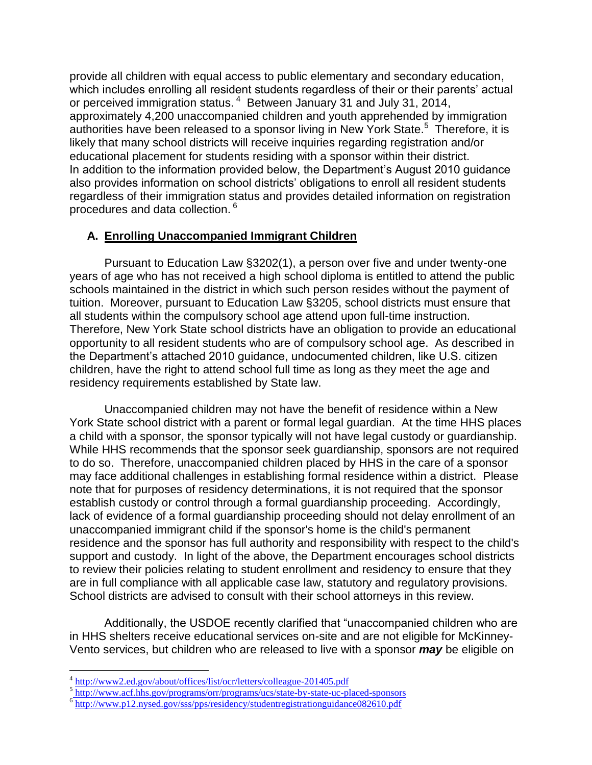provide all children with equal access to public elementary and secondary education, which includes enrolling all resident students regardless of their or their parents' actual or perceived immigration status.[4] Between January 31 and July 31, 2014, approximately 4,200 unaccompanied children and youth apprehended by immigration authorities have been released to a sponsor living in New York State.[5] Therefore, it is likely that many school districts will receive inquiries regarding registration and/or educational placement for students residing with a sponsor within their district. In addition to the information provided below, the Department's August 2010 guidance also provides information on school districts' obligations to enroll all resident students regardless of their immigration status and provides detailed information on registration procedures and data collection.[6]

## A. Enrolling Unaccompanied Immigrant Children

Pursuant to Education Law §3202(1), a person over five and under twenty-one years of age who has not received a high school diploma is entitled to attend the public schools maintained in the district in which such person resides without the payment of tuition. Moreover, pursuant to Education Law §3205, school districts must ensure that all students within the compulsory school age attend upon full-time instruction. Therefore, New York State school districts have an obligation to provide an educational opportunity to all resident students who are of compulsory school age. As described in the Department's attached 2010 guidance, undocumented children, like U.S. citizen children, have the right to attend school full time as long as they meet the age and residency requirements established by State law.

Unaccompanied children may not have the benefit of residence within a New York State school district with a parent or formal legal guardian. At the time HHS places a child with a sponsor, the sponsor typically will not have legal custody or guardianship. While HHS recommends that the sponsor seek guardianship, sponsors are not required to do so. Therefore, unaccompanied children placed by HHS in the care of a sponsor may face additional challenges in establishing formal residence within a district. Please note that for purposes of residency determinations, it is not required that the sponsor establish custody or control through a formal guardianship proceeding. Accordingly, lack of evidence of a formal guardianship proceeding should not delay enrollment of an unaccompanied immigrant child if the sponsor's home is the child's permanent residence and the sponsor has full authority and responsibility with respect to the child's support and custody. In light of the above, the Department encourages school districts to review their policies relating to student enrollment and residency to ensure that they are in full compliance with all applicable case law, statutory and regulatory provisions. School districts are advised to consult with their school attorneys in this review.

Additionally, the USDOE recently clarified that "unaccompanied children who are in HHS shelters receive educational services on-site and are not eligible for McKinney-Vento services, but children who are released to live with a sponsor ***may*** be eligible on

---

[4] http://www2.ed.gov/about/offices/list/ocr/letters/colleague-201405.pdf

[5] http://www.acf.hhs.gov/programs/orr/programs/ucs/state-by-state-uc-placed-sponsors

[6] http://www.p12.nysed.gov/sss/pps/residency/studentregistrationguidance082610.pdf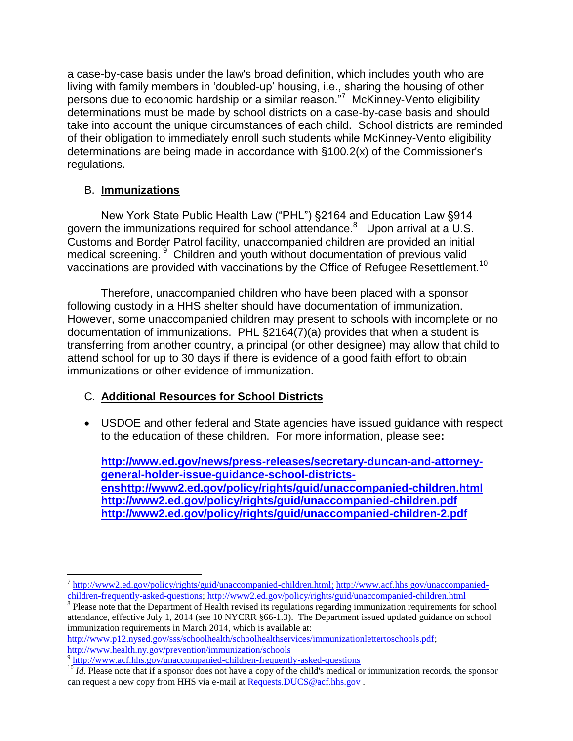a case-by-case basis under the law's broad definition, which includes youth who are living with family members in 'doubled-up' housing, i.e., sharing the housing of other persons due to economic hardship or a similar reason."[7] McKinney-Vento eligibility determinations must be made by school districts on a case-by-case basis and should take into account the unique circumstances of each child. School districts are reminded of their obligation to immediately enroll such students while McKinney-Vento eligibility determinations are being made in accordance with §100.2(x) of the Commissioner's regulations.

## B. **Immunizations**

New York State Public Health Law ("PHL") §2164 and Education Law §914 govern the immunizations required for school attendance.[8] Upon arrival at a U.S. Customs and Border Patrol facility, unaccompanied children are provided an initial medical screening.[9] Children and youth without documentation of previous valid vaccinations are provided with vaccinations by the Office of Refugee Resettlement.[10]

Therefore, unaccompanied children who have been placed with a sponsor following custody in a HHS shelter should have documentation of immunization. However, some unaccompanied children may present to schools with incomplete or no documentation of immunizations. PHL §2164(7)(a) provides that when a student is transferring from another country, a principal (or other designee) may allow that child to attend school for up to 30 days if there is evidence of a good faith effort to obtain immunizations or other evidence of immunization.

## C. **Additional Resources for School Districts**

- USDOE and other federal and State agencies have issued guidance with respect to the education of these children. For more information, please see**:**

  **http://www.ed.gov/news/press-releases/secretary-duncan-and-attorney-general-holder-issue-guidance-school-districts-enshttp://www2.ed.gov/policy/rights/guid/unaccompanied-children.html**
  **http://www2.ed.gov/policy/rights/guid/unaccompanied-children.pdf**
  **http://www2.ed.gov/policy/rights/guid/unaccompanied-children-2.pdf**

---

[7] http://www2.ed.gov/policy/rights/guid/unaccompanied-children.html; http://www.acf.hhs.gov/unaccompanied-children-frequently-asked-questions; http://www2.ed.gov/policy/rights/guid/unaccompanied-children.html

[8] Please note that the Department of Health revised its regulations regarding immunization requirements for school attendance, effective July 1, 2014 (see 10 NYCRR §66-1.3). The Department issued updated guidance on school immunization requirements in March 2014, which is available at: http://www.p12.nysed.gov/sss/schoolhealth/schoolhealthservices/immunizationlettertoschools.pdf; http://www.health.ny.gov/prevention/immunization/schools

[9] http://www.acf.hhs.gov/unaccompanied-children-frequently-asked-questions

[10] *Id.* Please note that if a sponsor does not have a copy of the child's medical or immunization records, the sponsor can request a new copy from HHS via e-mail at Requests.DUCS@acf.hhs.gov .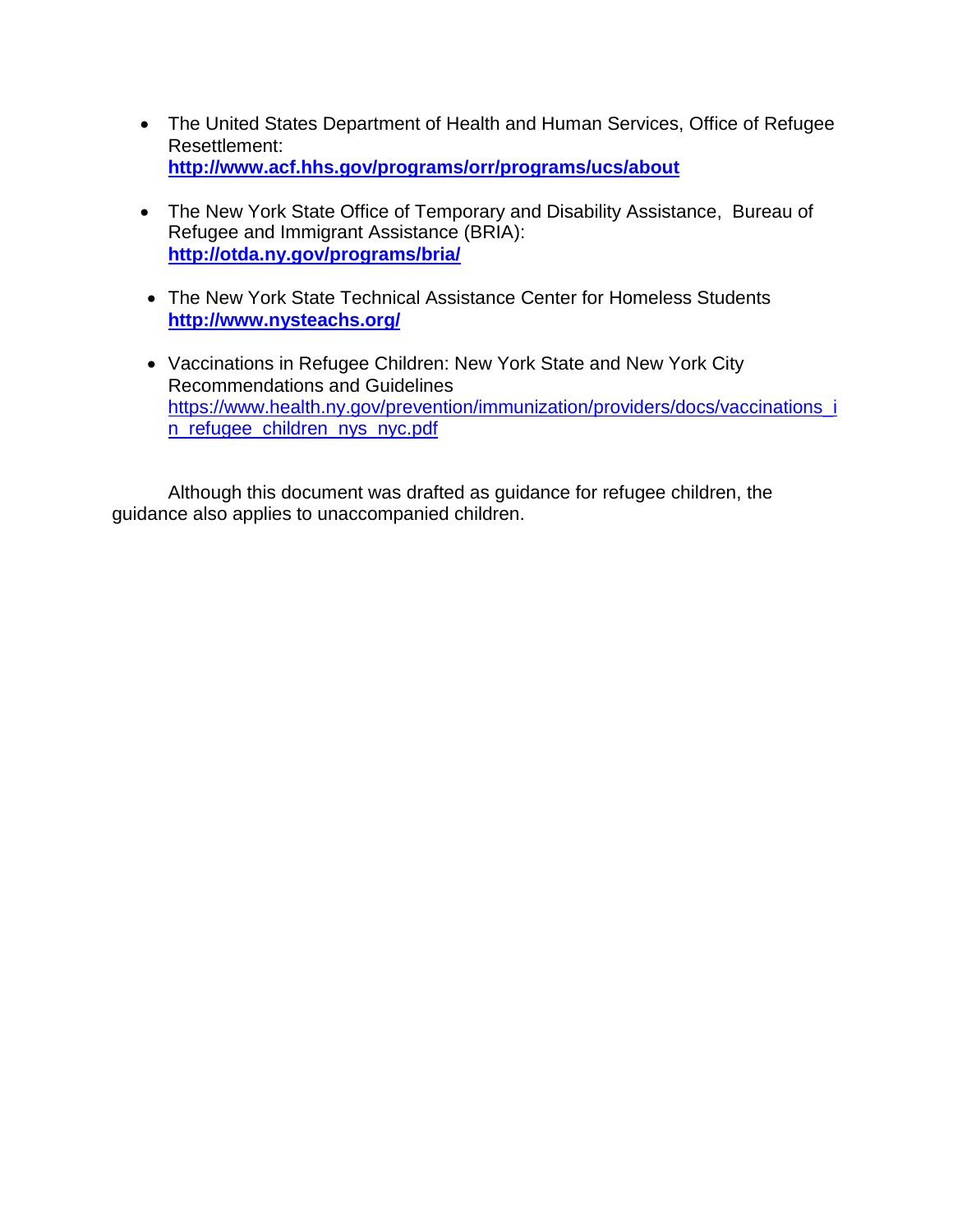- The United States Department of Health and Human Services, Office of Refugee Resettlement:
  **http://www.acf.hhs.gov/programs/orr/programs/ucs/about**

- The New York State Office of Temporary and Disability Assistance, Bureau of Refugee and Immigrant Assistance (BRIA):
  **http://otda.ny.gov/programs/bria/**

- The New York State Technical Assistance Center for Homeless Students
  **http://www.nysteachs.org/**

- Vaccinations in Refugee Children: New York State and New York City Recommendations and Guidelines
  https://www.health.ny.gov/prevention/immunization/providers/docs/vaccinations_in_refugee_children_nys_nyc.pdf

Although this document was drafted as guidance for refugee children, the guidance also applies to unaccompanied children.